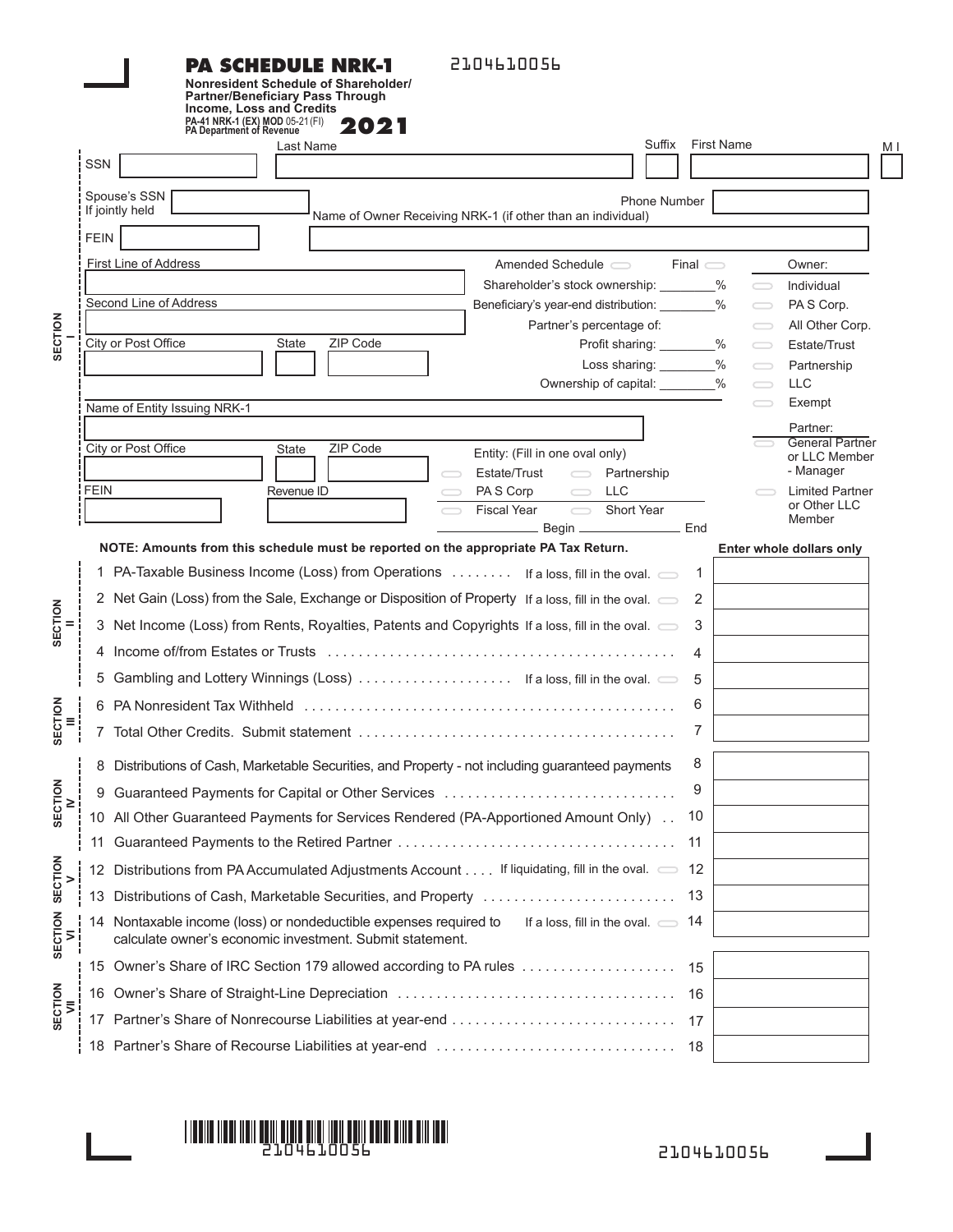# PA SCHEDULE NRK-1

2104610056

**Nonresident Schedule of Shareholder/ Partner/Beneficiary Pass Through Income, Loss and Credits**

PA-41 NRK-1 (EX) MOD 05-21 (FI)
PA Department of Revenue

**2021**

## SECTION I

SSN | Last Name | Suffix | First Name | MI

Spouse's SSN If jointly held

Name of Owner Receiving NRK-1 (if other than an individual) | Phone Number

FEIN

First Line of Address

Second Line of Address

City or Post Office | State | ZIP Code

Amended Schedule ⬭  Final ⬭

Shareholder's stock ownership: ________%

Beneficiary's year-end distribution: ________%

Partner's percentage of:

Profit sharing: ________%

Loss sharing: ________%

Ownership of capital: ________%

Owner:
- ⬭ Individual
- ⬭ PA S Corp.
- ⬭ All Other Corp.
- ⬭ Estate/Trust
- ⬭ Partnership
- ⬭ LLC
- ⬭ Exempt

Partner:
- ⬭ General Partner or LLC Member - Manager
- ⬭ Limited Partner or Other LLC Member

Name of Entity Issuing NRK-1

City or Post Office | State | ZIP Code

FEIN | Revenue ID

Entity: (Fill in one oval only)
- ⬭ Estate/Trust ⬭ Partnership
- ⬭ PA S Corp ⬭ LLC
- ⬭ Fiscal Year ⬭ Short Year

________ Begin ________ End

**NOTE: Amounts from this schedule must be reported on the appropriate PA Tax Return.**

**Enter whole dollars only**

| Section | Line | Description | | Amount |
|---|---|---|---|---|
| SECTION II | 1 | PA-Taxable Business Income (Loss) from Operations | If a loss, fill in the oval. ⬭ | |
| | 2 | Net Gain (Loss) from the Sale, Exchange or Disposition of Property | If a loss, fill in the oval. ⬭ | |
| | 3 | Net Income (Loss) from Rents, Royalties, Patents and Copyrights | If a loss, fill in the oval. ⬭ | |
| | 4 | Income of/from Estates or Trusts | | |
| | 5 | Gambling and Lottery Winnings (Loss) | If a loss, fill in the oval. ⬭ | |
| SECTION III | 6 | PA Nonresident Tax Withheld | | |
| | 7 | Total Other Credits. Submit statement | | |
| SECTION IV | 8 | Distributions of Cash, Marketable Securities, and Property - not including guaranteed payments | | |
| | 9 | Guaranteed Payments for Capital or Other Services | | |
| | 10 | All Other Guaranteed Payments for Services Rendered (PA-Apportioned Amount Only) | | |
| | 11 | Guaranteed Payments to the Retired Partner | | |
| SECTION V | 12 | Distributions from PA Accumulated Adjustments Account | If liquidating, fill in the oval. ⬭ | |
| | 13 | Distributions of Cash, Marketable Securities, and Property | | |
| SECTION VI | 14 | Nontaxable income (loss) or nondeductible expenses required to calculate owner's economic investment. Submit statement. | If a loss, fill in the oval. ⬭ | |
| SECTION VII | 15 | Owner's Share of IRC Section 179 allowed according to PA rules | | |
| | 16 | Owner's Share of Straight-Line Depreciation | | |
| | 17 | Partner's Share of Nonrecourse Liabilities at year-end | | |
| | 18 | Partner's Share of Recourse Liabilities at year-end | | |

2104610056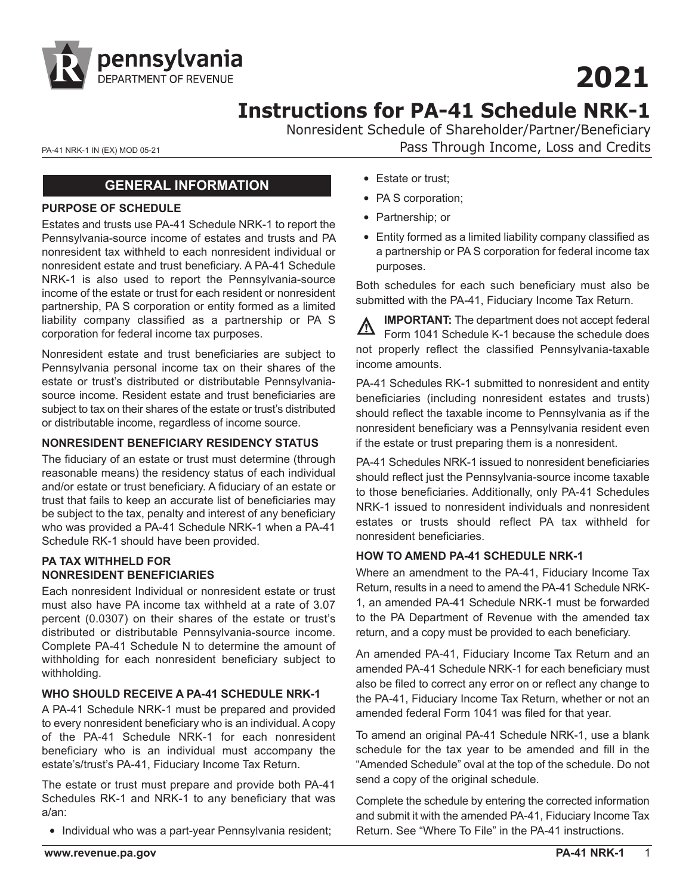# 2021

# Instructions for PA-41 Schedule NRK-1

Nonresident Schedule of Shareholder/Partner/Beneficiary Pass Through Income, Loss and Credits

PA-41 NRK-1 IN (EX) MOD 05-21

## GENERAL INFORMATION

### PURPOSE OF SCHEDULE

Estates and trusts use PA-41 Schedule NRK-1 to report the Pennsylvania-source income of estates and trusts and PA nonresident tax withheld to each nonresident individual or nonresident estate and trust beneficiary. A PA-41 Schedule NRK-1 is also used to report the Pennsylvania-source income of the estate or trust for each resident or nonresident partnership, PA S corporation or entity formed as a limited liability company classified as a partnership or PA S corporation for federal income tax purposes.

Nonresident estate and trust beneficiaries are subject to Pennsylvania personal income tax on their shares of the estate or trust's distributed or distributable Pennsylvania-source income. Resident estate and trust beneficiaries are subject to tax on their shares of the estate or trust's distributed or distributable income, regardless of income source.

### NONRESIDENT BENEFICIARY RESIDENCY STATUS

The fiduciary of an estate or trust must determine (through reasonable means) the residency status of each individual and/or estate or trust beneficiary. A fiduciary of an estate or trust that fails to keep an accurate list of beneficiaries may be subject to the tax, penalty and interest of any beneficiary who was provided a PA-41 Schedule NRK-1 when a PA-41 Schedule RK-1 should have been provided.

### PA TAX WITHHELD FOR NONRESIDENT BENEFICIARIES

Each nonresident Individual or nonresident estate or trust must also have PA income tax withheld at a rate of 3.07 percent (0.0307) on their shares of the estate or trust's distributed or distributable Pennsylvania-source income. Complete PA-41 Schedule N to determine the amount of withholding for each nonresident beneficiary subject to withholding.

### WHO SHOULD RECEIVE A PA-41 SCHEDULE NRK-1

A PA-41 Schedule NRK-1 must be prepared and provided to every nonresident beneficiary who is an individual. A copy of the PA-41 Schedule NRK-1 for each nonresident beneficiary who is an individual must accompany the estate's/trust's PA-41, Fiduciary Income Tax Return.

The estate or trust must prepare and provide both PA-41 Schedules RK-1 and NRK-1 to any beneficiary that was a/an:

- Individual who was a part-year Pennsylvania resident;
- Estate or trust;
- PA S corporation;
- Partnership; or
- Entity formed as a limited liability company classified as a partnership or PA S corporation for federal income tax purposes.

Both schedules for each such beneficiary must also be submitted with the PA-41, Fiduciary Income Tax Return.

**IMPORTANT:** The department does not accept federal Form 1041 Schedule K-1 because the schedule does not properly reflect the classified Pennsylvania-taxable income amounts.

PA-41 Schedules RK-1 submitted to nonresident and entity beneficiaries (including nonresident estates and trusts) should reflect the taxable income to Pennsylvania as if the nonresident beneficiary was a Pennsylvania resident even if the estate or trust preparing them is a nonresident.

PA-41 Schedules NRK-1 issued to nonresident beneficiaries should reflect just the Pennsylvania-source income taxable to those beneficiaries. Additionally, only PA-41 Schedules NRK-1 issued to nonresident individuals and nonresident estates or trusts should reflect PA tax withheld for nonresident beneficiaries.

### HOW TO AMEND PA-41 SCHEDULE NRK-1

Where an amendment to the PA-41, Fiduciary Income Tax Return, results in a need to amend the PA-41 Schedule NRK-1, an amended PA-41 Schedule NRK-1 must be forwarded to the PA Department of Revenue with the amended tax return, and a copy must be provided to each beneficiary.

An amended PA-41, Fiduciary Income Tax Return and an amended PA-41 Schedule NRK-1 for each beneficiary must also be filed to correct any error on or reflect any change to the PA-41, Fiduciary Income Tax Return, whether or not an amended federal Form 1041 was filed for that year.

To amend an original PA-41 Schedule NRK-1, use a blank schedule for the tax year to be amended and fill in the "Amended Schedule" oval at the top of the schedule. Do not send a copy of the original schedule.

Complete the schedule by entering the corrected information and submit it with the amended PA-41, Fiduciary Income Tax Return. See "Where To File" in the PA-41 instructions.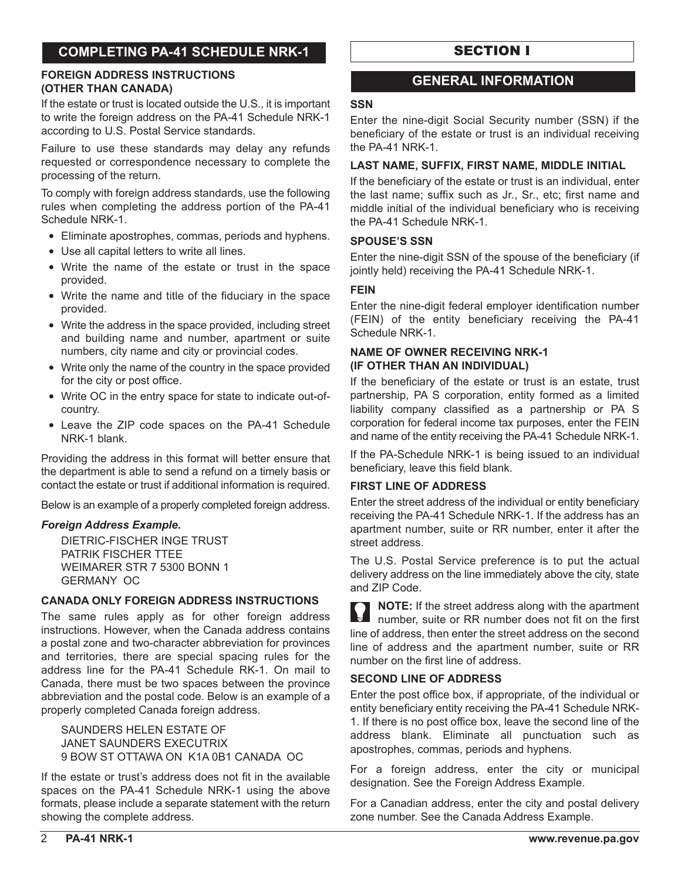## COMPLETING PA-41 SCHEDULE NRK-1

**FOREIGN ADDRESS INSTRUCTIONS (OTHER THAN CANADA)**

If the estate or trust is located outside the U.S., it is important to write the foreign address on the PA-41 Schedule NRK-1 according to U.S. Postal Service standards.

Failure to use these standards may delay any refunds requested or correspondence necessary to complete the processing of the return.

To comply with foreign address standards, use the following rules when completing the address portion of the PA-41 Schedule NRK-1.

- Eliminate apostrophes, commas, periods and hyphens.
- Use all capital letters to write all lines.
- Write the name of the estate or trust in the space provided.
- Write the name and title of the fiduciary in the space provided.
- Write the address in the space provided, including street and building name and number, apartment or suite numbers, city name and city or provincial codes.
- Write only the name of the country in the space provided for the city or post office.
- Write OC in the entry space for state to indicate out-of-country.
- Leave the ZIP code spaces on the PA-41 Schedule NRK-1 blank.

Providing the address in this format will better ensure that the department is able to send a refund on a timely basis or contact the estate or trust if additional information is required.

Below is an example of a properly completed foreign address.

***Foreign Address Example.***

DIETRIC-FISCHER INGE TRUST
PATRIK FISCHER TTEE
WEIMARER STR 7 5300 BONN 1
GERMANY OC

**CANADA ONLY FOREIGN ADDRESS INSTRUCTIONS**

The same rules apply as for other foreign address instructions. However, when the Canada address contains a postal zone and two-character abbreviation for provinces and territories, there are special spacing rules for the address line for the PA-41 Schedule RK-1. On mail to Canada, there must be two spaces between the province abbreviation and the postal code. Below is an example of a properly completed Canada foreign address.

SAUNDERS HELEN ESTATE OF
JANET SAUNDERS EXECUTRIX
9 BOW ST OTTAWA ON  K1A 0B1 CANADA  OC

If the estate or trust's address does not fit in the available spaces on the PA-41 Schedule NRK-1 using the above formats, please include a separate statement with the return showing the complete address.

# SECTION I

## GENERAL INFORMATION

**SSN**

Enter the nine-digit Social Security number (SSN) if the beneficiary of the estate or trust is an individual receiving the PA-41 NRK-1.

**LAST NAME, SUFFIX, FIRST NAME, MIDDLE INITIAL**

If the beneficiary of the estate or trust is an individual, enter the last name; suffix such as Jr., Sr., etc; first name and middle initial of the individual beneficiary who is receiving the PA-41 Schedule NRK-1.

**SPOUSE'S SSN**

Enter the nine-digit SSN of the spouse of the beneficiary (if jointly held) receiving the PA-41 Schedule NRK-1.

**FEIN**

Enter the nine-digit federal employer identification number (FEIN) of the entity beneficiary receiving the PA-41 Schedule NRK-1.

**NAME OF OWNER RECEIVING NRK-1 (IF OTHER THAN AN INDIVIDUAL)**

If the beneficiary of the estate or trust is an estate, trust partnership, PA S corporation, entity formed as a limited liability company classified as a partnership or PA S corporation for federal income tax purposes, enter the FEIN and name of the entity receiving the PA-41 Schedule NRK-1.

If the PA-Schedule NRK-1 is being issued to an individual beneficiary, leave this field blank.

**FIRST LINE OF ADDRESS**

Enter the street address of the individual or entity beneficiary receiving the PA-41 Schedule NRK-1. If the address has an apartment number, suite or RR number, enter it after the street address.

The U.S. Postal Service preference is to put the actual delivery address on the line immediately above the city, state and ZIP Code.

**NOTE:** If the street address along with the apartment number, suite or RR number does not fit on the first line of address, then enter the street address on the second line of address and the apartment number, suite or RR number on the first line of address.

**SECOND LINE OF ADDRESS**

Enter the post office box, if appropriate, of the individual or entity beneficiary entity receiving the PA-41 Schedule NRK-1. If there is no post office box, leave the second line of the address blank. Eliminate all punctuation such as apostrophes, commas, periods and hyphens.

For a foreign address, enter the city or municipal designation. See the Foreign Address Example.

For a Canadian address, enter the city and postal delivery zone number. See the Canada Address Example.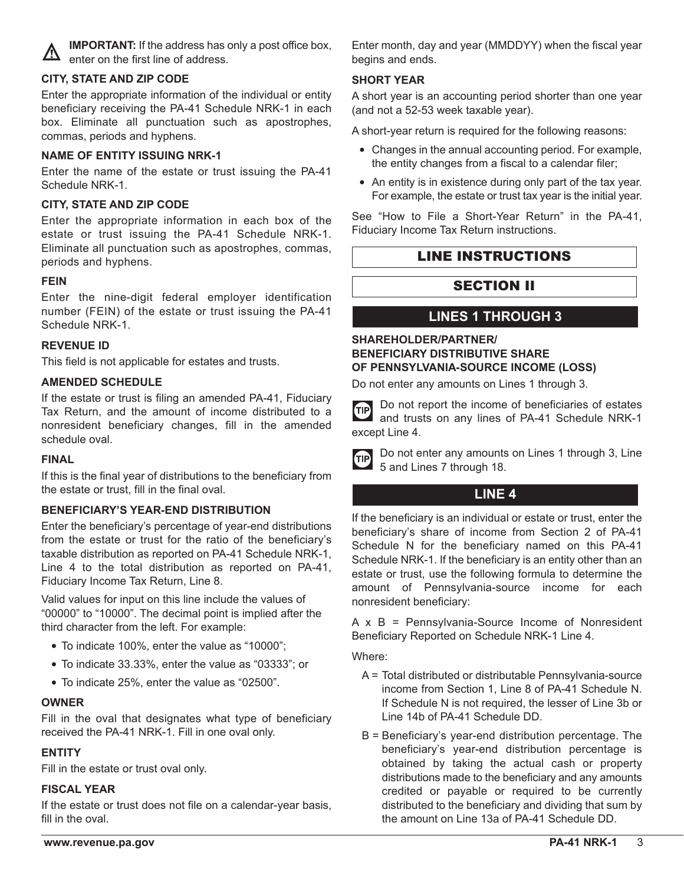**IMPORTANT:** If the address has only a post office box, enter on the first line of address.

### CITY, STATE AND ZIP CODE

Enter the appropriate information of the individual or entity beneficiary receiving the PA-41 Schedule NRK-1 in each box. Eliminate all punctuation such as apostrophes, commas, periods and hyphens.

### NAME OF ENTITY ISSUING NRK-1

Enter the name of the estate or trust issuing the PA-41 Schedule NRK-1.

### CITY, STATE AND ZIP CODE

Enter the appropriate information in each box of the estate or trust issuing the PA-41 Schedule NRK-1. Eliminate all punctuation such as apostrophes, commas, periods and hyphens.

### FEIN

Enter the nine-digit federal employer identification number (FEIN) of the estate or trust issuing the PA-41 Schedule NRK-1.

### REVENUE ID

This field is not applicable for estates and trusts.

### AMENDED SCHEDULE

If the estate or trust is filing an amended PA-41, Fiduciary Tax Return, and the amount of income distributed to a nonresident beneficiary changes, fill in the amended schedule oval.

### FINAL

If this is the final year of distributions to the beneficiary from the estate or trust, fill in the final oval.

### BENEFICIARY'S YEAR-END DISTRIBUTION

Enter the beneficiary's percentage of year-end distributions from the estate or trust for the ratio of the beneficiary's taxable distribution as reported on PA-41 Schedule NRK-1, Line 4 to the total distribution as reported on PA-41, Fiduciary Income Tax Return, Line 8.

Valid values for input on this line include the values of "00000" to "10000". The decimal point is implied after the third character from the left. For example:

- To indicate 100%, enter the value as "10000";
- To indicate 33.33%, enter the value as "03333"; or
- To indicate 25%, enter the value as "02500".

### OWNER

Fill in the oval that designates what type of beneficiary received the PA-41 NRK-1. Fill in one oval only.

### ENTITY

Fill in the estate or trust oval only.

### FISCAL YEAR

If the estate or trust does not file on a calendar-year basis, fill in the oval.

Enter month, day and year (MMDDYY) when the fiscal year begins and ends.

### SHORT YEAR

A short year is an accounting period shorter than one year (and not a 52-53 week taxable year).

A short-year return is required for the following reasons:

- Changes in the annual accounting period. For example, the entity changes from a fiscal to a calendar filer;
- An entity is in existence during only part of the tax year. For example, the estate or trust tax year is the initial year.

See "How to File a Short-Year Return" in the PA-41, Fiduciary Income Tax Return instructions.

# LINE INSTRUCTIONS

# SECTION II

## LINES 1 THROUGH 3

### SHAREHOLDER/PARTNER/ BENEFICIARY DISTRIBUTIVE SHARE OF PENNSYLVANIA-SOURCE INCOME (LOSS)

Do not enter any amounts on Lines 1 through 3.

TIP Do not report the income of beneficiaries of estates and trusts on any lines of PA-41 Schedule NRK-1 except Line 4.

TIP Do not enter any amounts on Lines 1 through 3, Line 5 and Lines 7 through 18.

## LINE 4

If the beneficiary is an individual or estate or trust, enter the beneficiary's share of income from Section 2 of PA-41 Schedule N for the beneficiary named on this PA-41 Schedule NRK-1. If the beneficiary is an entity other than an estate or trust, use the following formula to determine the amount of Pennsylvania-source income for each nonresident beneficiary:

A x B = Pennsylvania-Source Income of Nonresident Beneficiary Reported on Schedule NRK-1 Line 4.

Where:

A = Total distributed or distributable Pennsylvania-source income from Section 1, Line 8 of PA-41 Schedule N. If Schedule N is not required, the lesser of Line 3b or Line 14b of PA-41 Schedule DD.

B = Beneficiary's year-end distribution percentage. The beneficiary's year-end distribution percentage is obtained by taking the actual cash or property distributions made to the beneficiary and any amounts credited or payable or required to be currently distributed to the beneficiary and dividing that sum by the amount on Line 13a of PA-41 Schedule DD.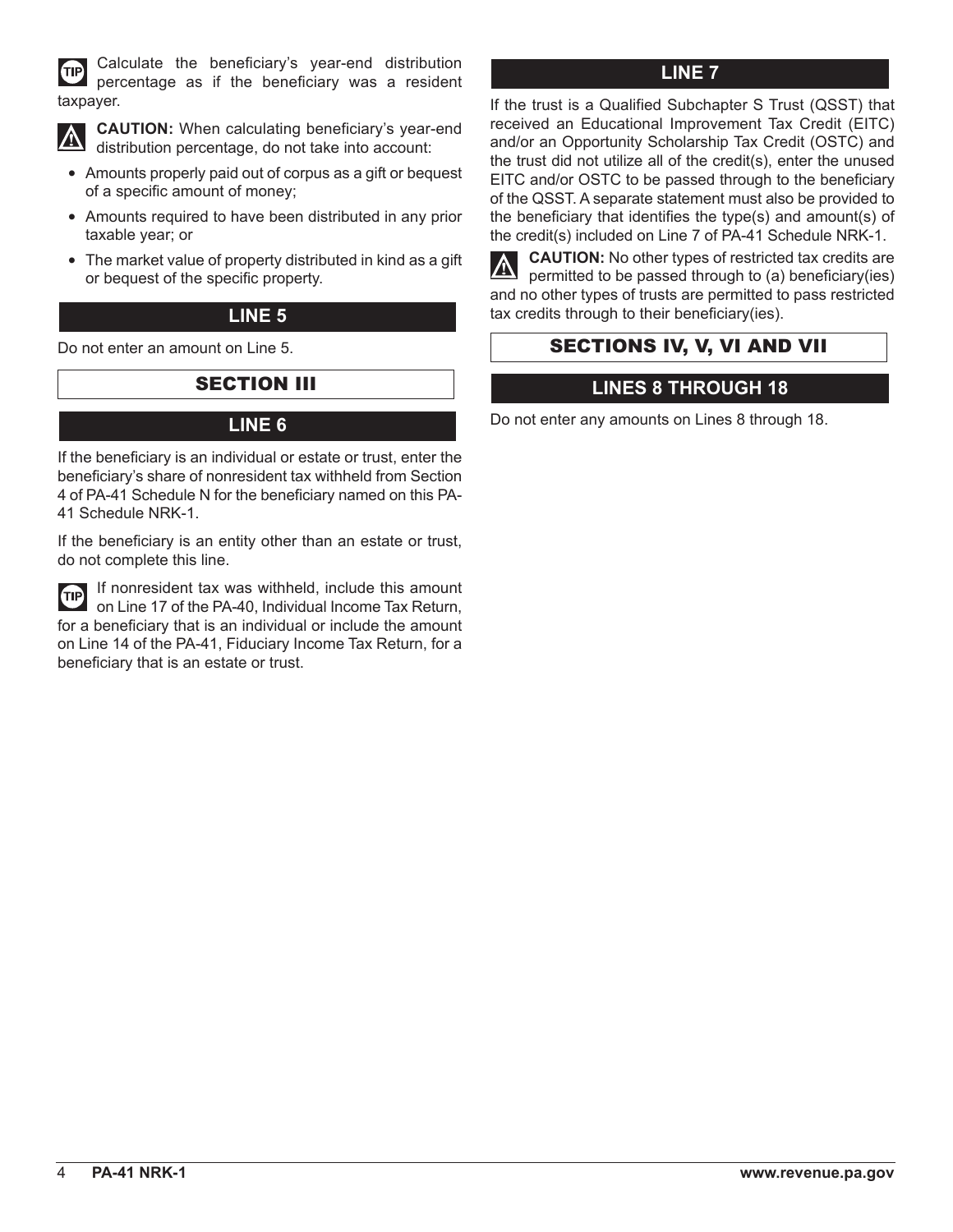**TIP** Calculate the beneficiary's year-end distribution percentage as if the beneficiary was a resident taxpayer.

**CAUTION:** When calculating beneficiary's year-end distribution percentage, do not take into account:

- Amounts properly paid out of corpus as a gift or bequest of a specific amount of money;
- Amounts required to have been distributed in any prior taxable year; or
- The market value of property distributed in kind as a gift or bequest of the specific property.

### LINE 5

Do not enter an amount on Line 5.

## SECTION III

### LINE 6

If the beneficiary is an individual or estate or trust, enter the beneficiary's share of nonresident tax withheld from Section 4 of PA-41 Schedule N for the beneficiary named on this PA-41 Schedule NRK-1.

If the beneficiary is an entity other than an estate or trust, do not complete this line.

**TIP** If nonresident tax was withheld, include this amount on Line 17 of the PA-40, Individual Income Tax Return, for a beneficiary that is an individual or include the amount on Line 14 of the PA-41, Fiduciary Income Tax Return, for a beneficiary that is an estate or trust.

### LINE 7

If the trust is a Qualified Subchapter S Trust (QSST) that received an Educational Improvement Tax Credit (EITC) and/or an Opportunity Scholarship Tax Credit (OSTC) and the trust did not utilize all of the credit(s), enter the unused EITC and/or OSTC to be passed through to the beneficiary of the QSST. A separate statement must also be provided to the beneficiary that identifies the type(s) and amount(s) of the credit(s) included on Line 7 of PA-41 Schedule NRK-1.

**CAUTION:** No other types of restricted tax credits are permitted to be passed through to (a) beneficiary(ies) and no other types of trusts are permitted to pass restricted tax credits through to their beneficiary(ies).

## SECTIONS IV, V, VI AND VII

### LINES 8 THROUGH 18

Do not enter any amounts on Lines 8 through 18.